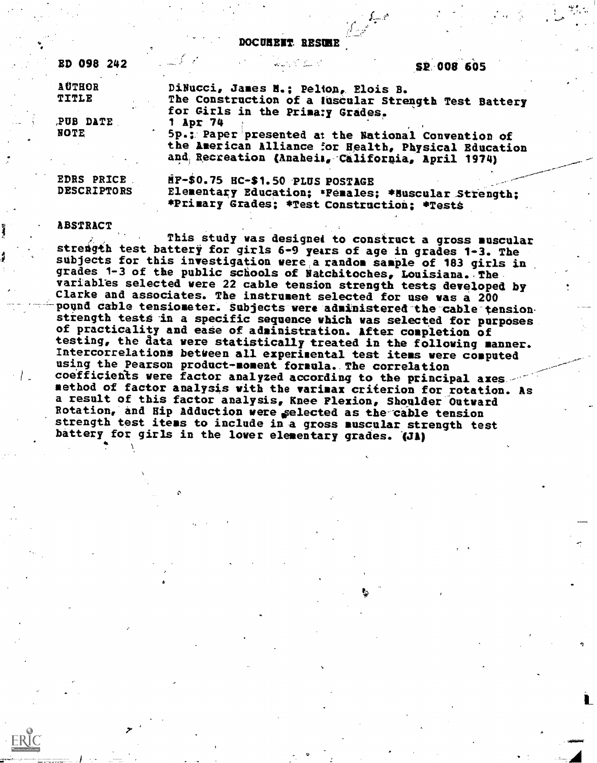DOCUMENT RESUME

ED 098 242 SP 008 605

| | |
|---|---|
| AUTHOR | DiNucci, James M.; Pelton, Elois B. |
| TITLE | The Construction of a Muscular Strength Test Battery for Girls in the Primary Grades. |
| PUB DATE | 1 Apr 74 |
| NOTE | 5p.; Paper presented at the National Convention of the American Alliance for Health, Physical Education and Recreation (Anaheim, California, April 1974) |
| EDRS PRICE | MF-$0.75 HC-$1.50 PLUS POSTAGE |
| DESCRIPTORS | Elementary Education; *Females; *Muscular Strength; *Primary Grades; *Test Construction; *Tests |

ABSTRACT

This study was designed to construct a gross muscular strength test battery for girls 6-9 years of age in grades 1-3. The subjects for this investigation were a random sample of 183 girls in grades 1-3 of the public schools of Natchitoches, Louisiana. The variables selected were 22 cable tension strength tests developed by Clarke and associates. The instrument selected for use was a 200 pound cable tensiometer. Subjects were administered the cable tension strength tests in a specific sequence which was selected for purposes of practicality and ease of administration. After completion of testing, the data were statistically treated in the following manner. Intercorrelations between all experimental test items were computed using the Pearson product-moment formula. The correlation coefficients were factor analyzed according to the principal axes method of factor analysis with the varimax criterion for rotation. As a result of this factor analysis, Knee Flexion, Shoulder Outward Rotation, and Hip Adduction were selected as the cable tension strength test items to include in a gross muscular strength test battery for girls in the lower elementary grades. (JA)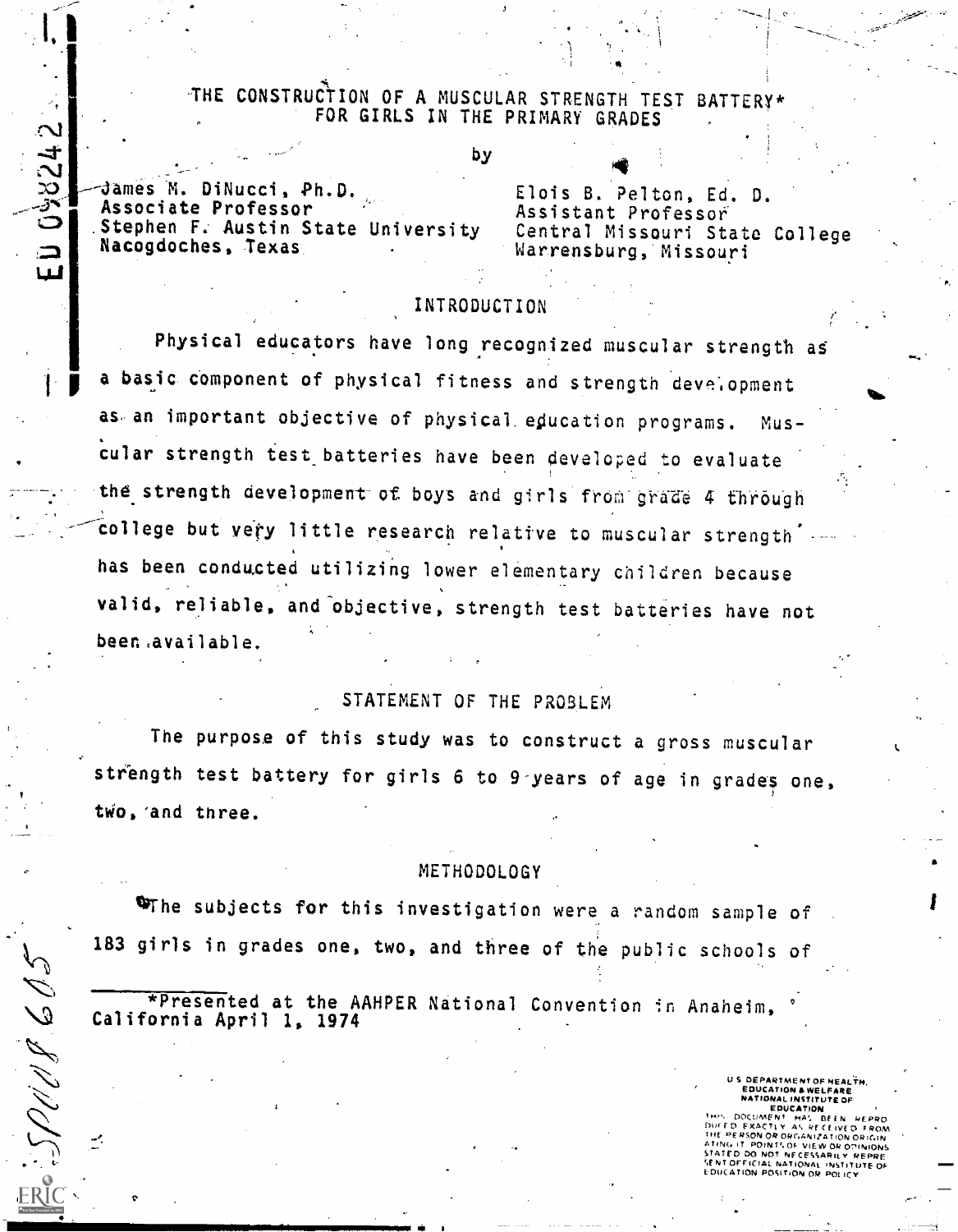# THE CONSTRUCTION OF A MUSCULAR STRENGTH TEST BATTERY* FOR GIRLS IN THE PRIMARY GRADES

by

James M. DiNucci, Ph.D.
Associate Professor
Stephen F. Austin State University
Nacogdoches, Texas

Elois B. Pelton, Ed. D.
Assistant Professor
Central Missouri State College
Warrensburg, Missouri

## INTRODUCTION

Physical educators have long recognized muscular strength as a basic component of physical fitness and strength development as an important objective of physical education programs. Muscular strength test batteries have been developed to evaluate the strength development of boys and girls from grade 4 through college but very little research relative to muscular strength has been conducted utilizing lower elementary children because valid, reliable, and objective, strength test batteries have not been available.

## STATEMENT OF THE PROBLEM

The purpose of this study was to construct a gross muscular strength test battery for girls 6 to 9 years of age in grades one, two, and three.

## METHODOLOGY

The subjects for this investigation were a random sample of 183 girls in grades one, two, and three of the public schools of

---

*Presented at the AAHPER National Convention in Anaheim, California April 1, 1974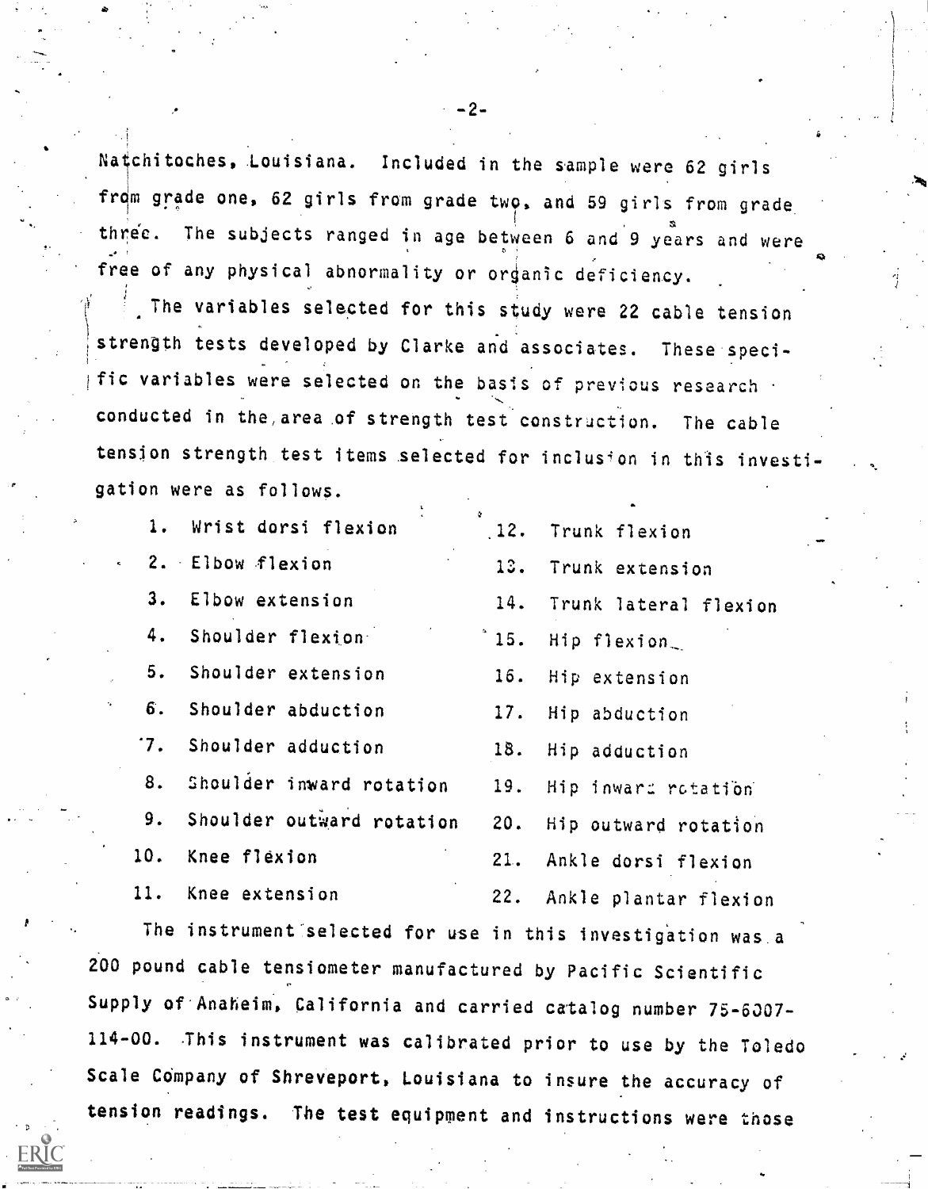Natchitoches, Louisiana. Included in the sample were 62 girls from grade one, 62 girls from grade two, and 59 girls from grade three. The subjects ranged in age between 6 and 9 years and were free of any physical abnormality or organic deficiency.

The variables selected for this study were 22 cable tension strength tests developed by Clarke and associates. These specific variables were selected on the basis of previous research conducted in the area of strength test construction. The cable tension strength test items selected for inclusion in this investigation were as follows.

1. Wrist dorsi flexion
2. Elbow flexion
3. Elbow extension
4. Shoulder flexion
5. Shoulder extension
6. Shoulder abduction
7. Shoulder adduction
8. Shoulder inward rotation
9. Shoulder outward rotation
10. Knee flexion
11. Knee extension
12. Trunk flexion
13. Trunk extension
14. Trunk lateral flexion
15. Hip flexion
16. Hip extension
17. Hip abduction
18. Hip adduction
19. Hip inward rotation
20. Hip outward rotation
21. Ankle dorsi flexion
22. Ankle plantar flexion

The instrument selected for use in this investigation was a 200 pound cable tensiometer manufactured by Pacific Scientific Supply of Anaheim, California and carried catalog number 75-6007-114-00. This instrument was calibrated prior to use by the Toledo Scale Company of Shreveport, Louisiana to insure the accuracy of tension readings. The test equipment and instructions were those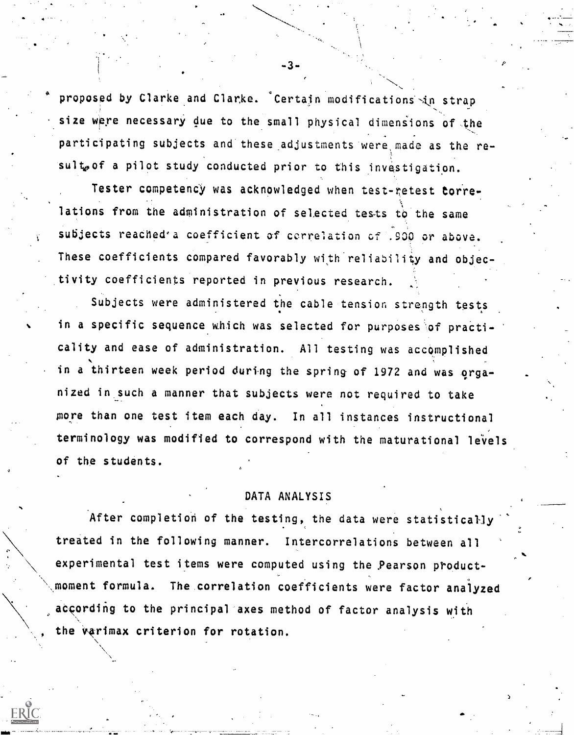proposed by Clarke and Clarke. Certain modifications in strap size were necessary due to the small physical dimensions of the participating subjects and these adjustments were made as the result of a pilot study conducted prior to this investigation.

Tester competency was acknowledged when test-retest correlations from the administration of selected tests to the same subjects reached a coefficient of correlation of .900 or above. These coefficients compared favorably with reliability and objectivity coefficients reported in previous research.

Subjects were administered the cable tension strength tests in a specific sequence which was selected for purposes of practicality and ease of administration. All testing was accomplished in a thirteen week period during the spring of 1972 and was organized in such a manner that subjects were not required to take more than one test item each day. In all instances instructional terminology was modified to correspond with the maturational levels of the students.

## DATA ANALYSIS

After completion of the testing, the data were statistically treated in the following manner. Intercorrelations between all experimental test items were computed using the Pearson product-moment formula. The correlation coefficients were factor analyzed according to the principal axes method of factor analysis with the varimax criterion for rotation.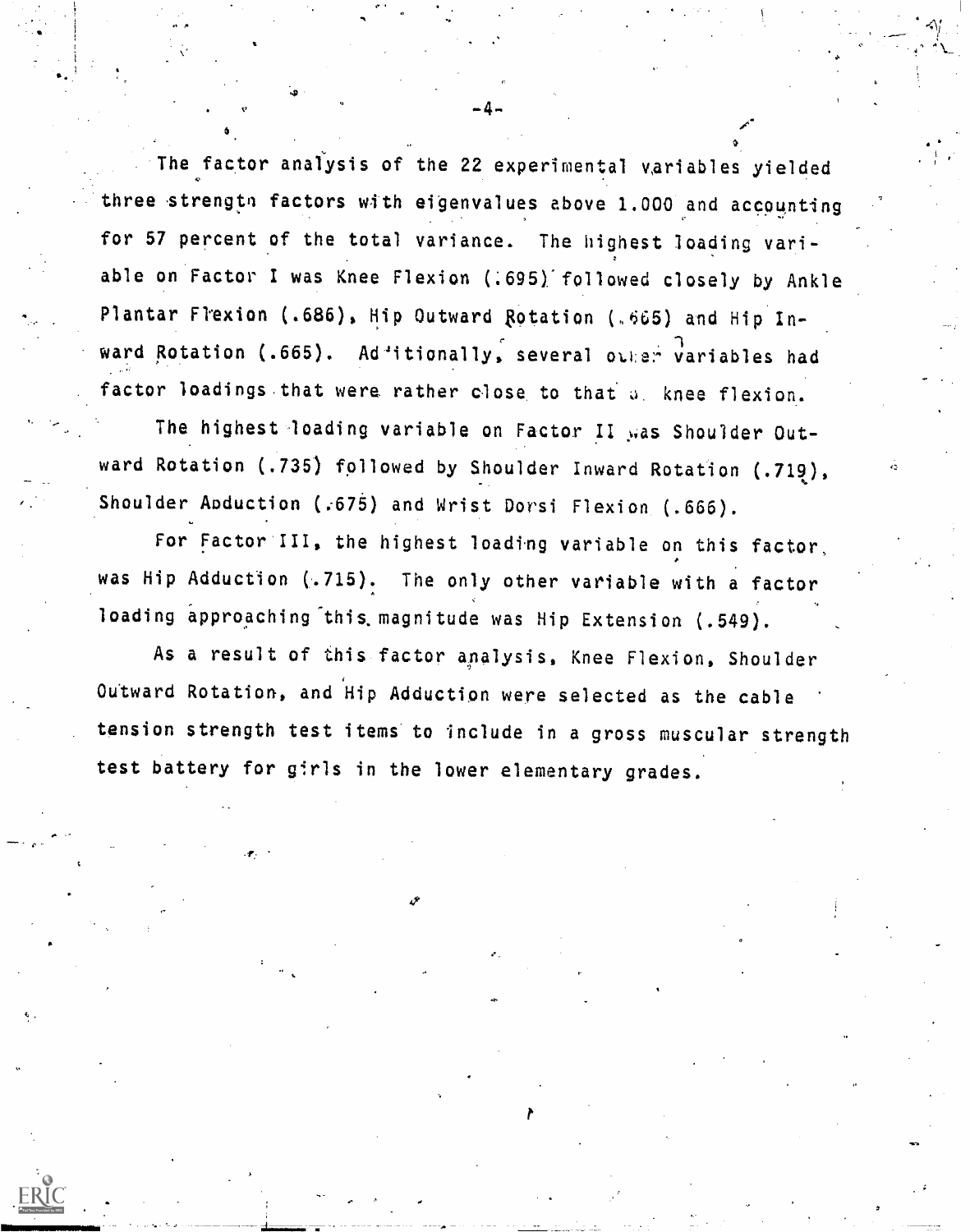The factor analysis of the 22 experimental variables yielded three strength factors with eigenvalues above 1.000 and accounting for 57 percent of the total variance. The highest loading variable on Factor I was Knee Flexion (.695) followed closely by Ankle Plantar Flexion (.686), Hip Outward Rotation (.665) and Hip Inward Rotation (.665). Additionally, several other variables had factor loadings that were rather close to that of knee flexion.

The highest loading variable on Factor II was Shoulder Outward Rotation (.735) followed by Shoulder Inward Rotation (.719), Shoulder Abduction (.675) and Wrist Dorsi Flexion (.666).

For Factor III, the highest loading variable on this factor was Hip Adduction (.715). The only other variable with a factor loading approaching this magnitude was Hip Extension (.549).

As a result of this factor analysis, Knee Flexion, Shoulder Outward Rotation, and Hip Adduction were selected as the cable tension strength test items to include in a gross muscular strength test battery for girls in the lower elementary grades.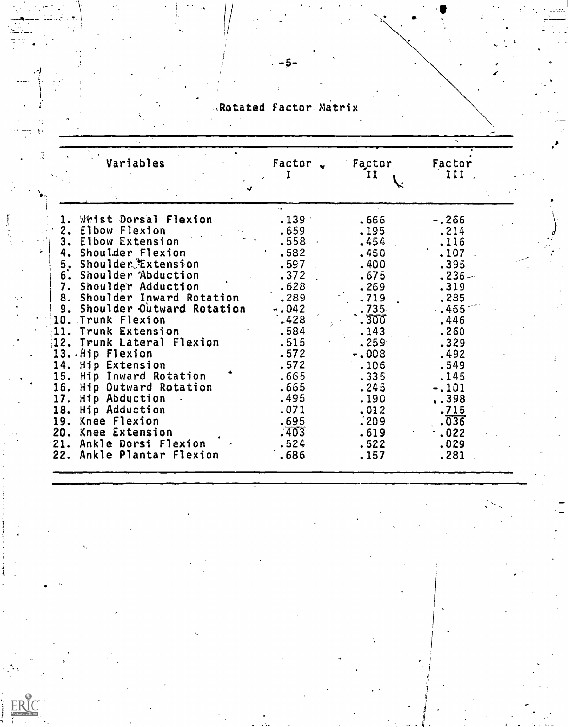Rotated Factor Matrix

| Variables | Factor I | Factor II | Factor III |
|---|---|---|---|
| 1. Wrist Dorsal Flexion | .139 | .666 | -.266 |
| 2. Elbow Flexion | .659 | .195 | .214 |
| 3. Elbow Extension | .558 | .454 | .116 |
| 4. Shoulder Flexion | .582 | .450 | .107 |
| 5. Shoulder Extension | .597 | .400 | .395 |
| 6. Shoulder Abduction | .372 | .675 | .236 |
| 7. Shoulder Adduction | .628 | .269 | .319 |
| 8. Shoulder Inward Rotation | .289 | .719 | .285 |
| 9. Shoulder Outward Rotation | -.042 | .735 | .465 |
| 10. Trunk Flexion | .428 | .300 | .446 |
| 11. Trunk Extension | .584 | .143 | .260 |
| 12. Trunk Lateral Flexion | .515 | .259 | .329 |
| 13. Hip Flexion | .572 | -.008 | .492 |
| 14. Hip Extension | .572 | .106 | .549 |
| 15. Hip Inward Rotation | .665 | .335 | .145 |
| 16. Hip Outward Rotation | .665 | .245 | -.101 |
| 17. Hip Abduction | .495 | .190 | .398 |
| 18. Hip Adduction | .071 | .012 | .715 |
| 19. Knee Flexion | .695 | .209 | .036 |
| 20. Knee Extension | .403 | .619 | .022 |
| 21. Ankle Dorsi Flexion | .524 | .522 | .029 |
| 22. Ankle Plantar Flexion | .686 | .157 | .281 |